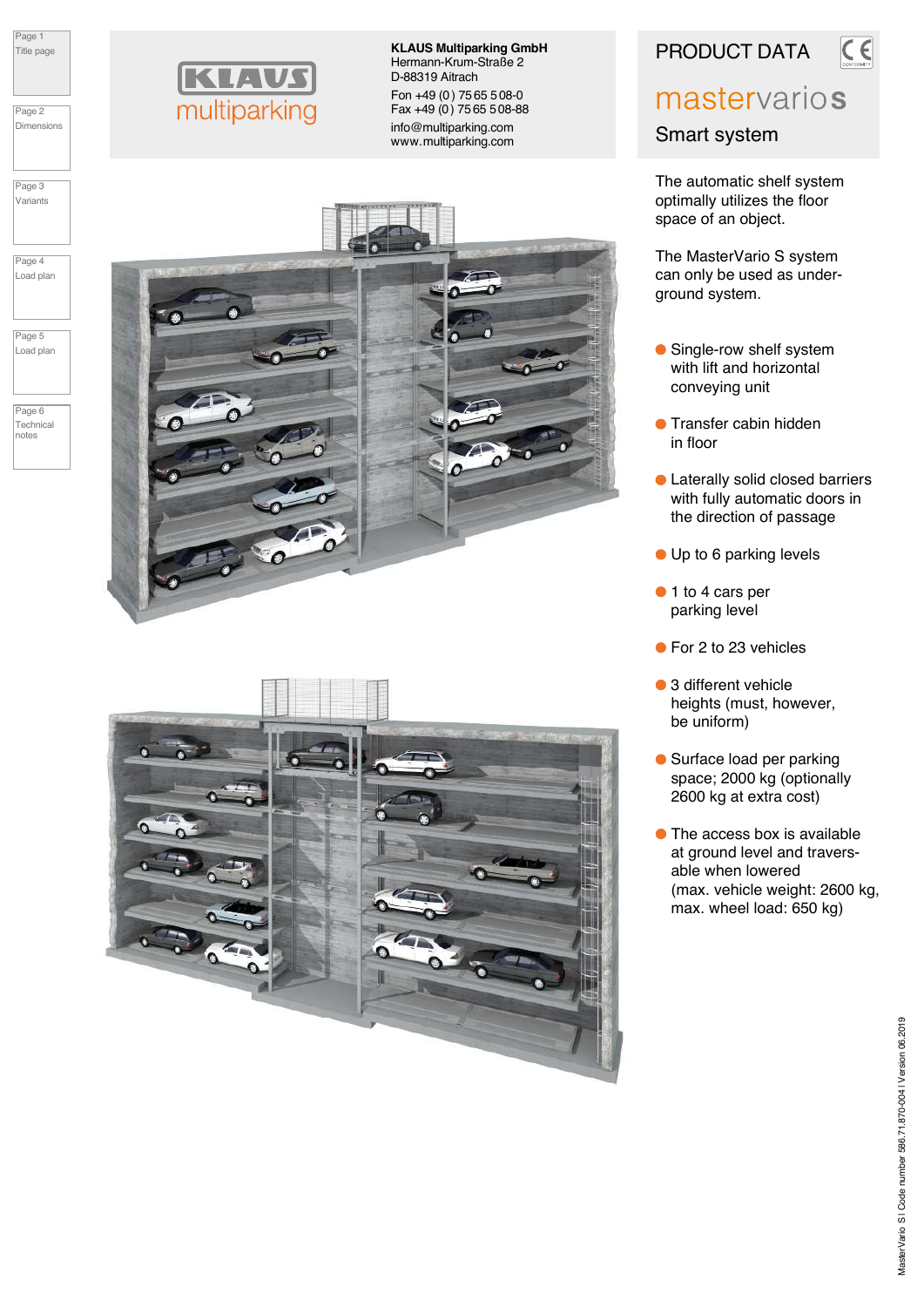Page 1
Title page

Page 2
Dimensions

Page 3
Variants

Page 4
Load plan

Page 5
Load plan

Page 6
Technical notes

KLAUS multiparking

**KLAUS Multiparking GmbH**
Hermann-Krum-Straße 2
D-88319 Aitrach

Fon +49 (0) 75 65 5 08-0
Fax +49 (0) 75 65 5 08-88

info@multiparking.com
www.multiparking.com

# PRODUCT DATA

## mastervario s

### Smart system

The automatic shelf system optimally utilizes the floor space of an object.

The MasterVario S system can only be used as underground system.

- Single-row shelf system with lift and horizontal conveying unit
- Transfer cabin hidden in floor
- Laterally solid closed barriers with fully automatic doors in the direction of passage
- Up to 6 parking levels
- 1 to 4 cars per parking level
- For 2 to 23 vehicles
- 3 different vehicle heights (must, however, be uniform)
- Surface load per parking space; 2000 kg (optionally 2600 kg at extra cost)
- The access box is available at ground level and traversable when lowered (max. vehicle weight: 2600 kg, max. wheel load: 650 kg)

MasterVario S I Code number 586.71.870-004 I Version 06.2019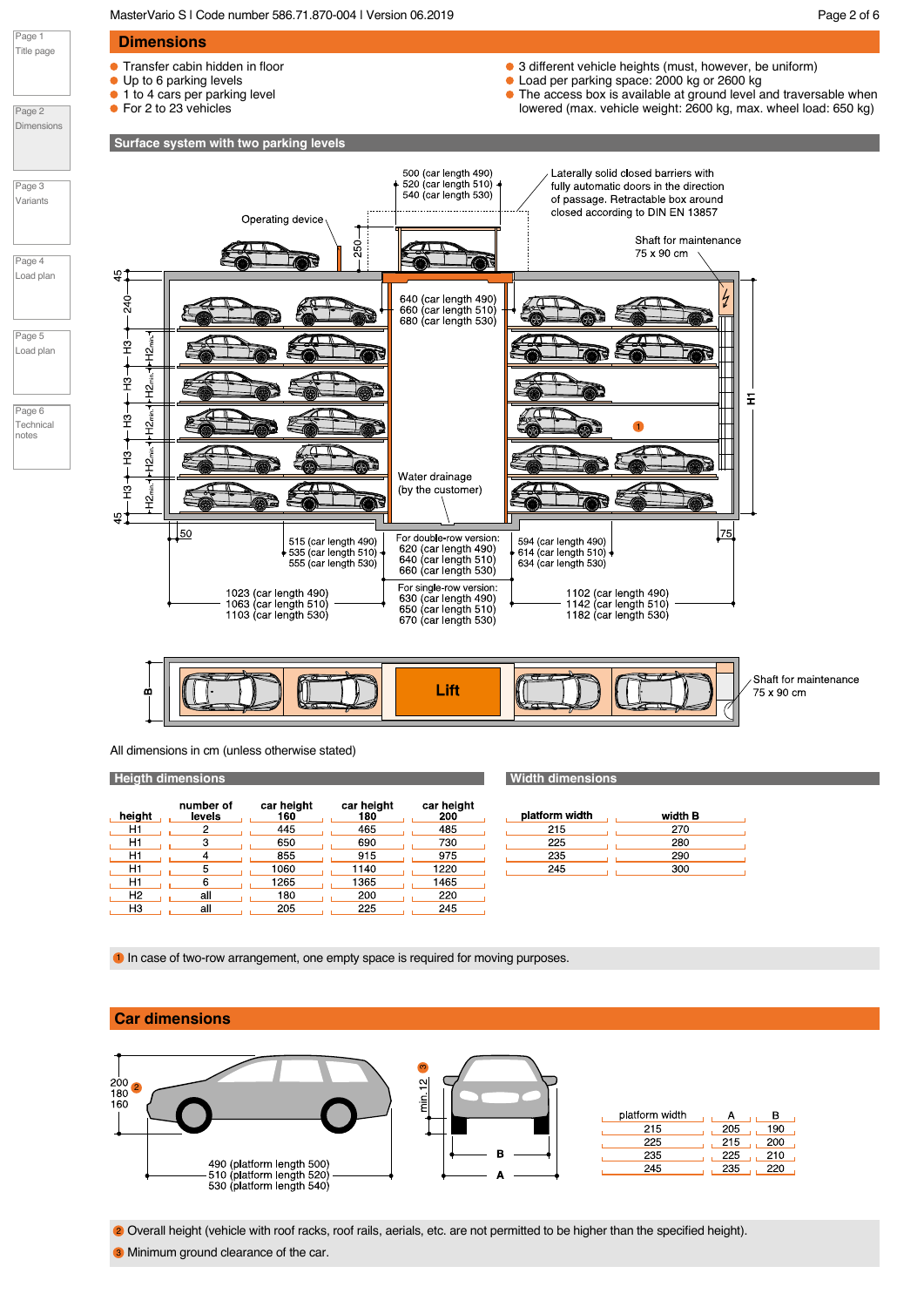## Dimensions

- Transfer cabin hidden in floor
- Up to 6 parking levels
- 1 to 4 cars per parking level
- For 2 to 23 vehicles
- 3 different vehicle heights (must, however, be uniform)
- Load per parking space: 2000 kg or 2600 kg
- The access box is available at ground level and traversable when lowered (max. vehicle weight: 2600 kg, max. wheel load: 650 kg)

### Surface system with two parking levels

500 (car length 490)
520 (car length 510)
540 (car length 530)

Laterally solid closed barriers with fully automatic doors in the direction of passage. Retractable box around closed according to DIN EN 13857

Operating device

250

Shaft for maintenance 75 x 90 cm

45

240

H3 H2min.

640 (car length 490)
660 (car length 510)
680 (car length 530)

H1

1

Water drainage (by the customer)

45

50

75

515 (car length 490)
535 (car length 510)
555 (car length 530)

For double-row version:
620 (car length 490)
640 (car length 510)
660 (car length 530)

594 (car length 490)
614 (car length 510)
634 (car length 530)

For single-row version:
630 (car length 490)
650 (car length 510)
670 (car length 530)

1023 (car length 490)
1063 (car length 510)
1103 (car length 530)

1102 (car length 490)
1142 (car length 510)
1182 (car length 530)

B

Lift

Shaft for maintenance 75 x 90 cm

All dimensions in cm (unless otherwise stated)

### Heigth dimensions

| height | number of levels | car height 160 | car height 180 | car height 200 |
|---|---|---|---|---|
| H1 | 2 | 445 | 465 | 485 |
| H1 | 3 | 650 | 690 | 730 |
| H1 | 4 | 855 | 915 | 975 |
| H1 | 5 | 1060 | 1140 | 1220 |
| H1 | 6 | 1265 | 1365 | 1465 |
| H2 | all | 180 | 200 | 220 |
| H3 | all | 205 | 225 | 245 |

### Width dimensions

| platform width | width B |
|---|---|
| 215 | 270 |
| 225 | 280 |
| 235 | 290 |
| 245 | 300 |

1 In case of two-row arrangement, one empty space is required for moving purposes.

## Car dimensions

200
180 2
160

490 (platform length 500)
510 (platform length 520)
530 (platform length 540)

3 min. 12

B

A

| platform width | A | B |
|---|---|---|
| 215 | 205 | 190 |
| 225 | 215 | 200 |
| 235 | 225 | 210 |
| 245 | 235 | 220 |

2 Overall height (vehicle with roof racks, roof rails, aerials, etc. are not permitted to be higher than the specified height).

3 Minimum ground clearance of the car.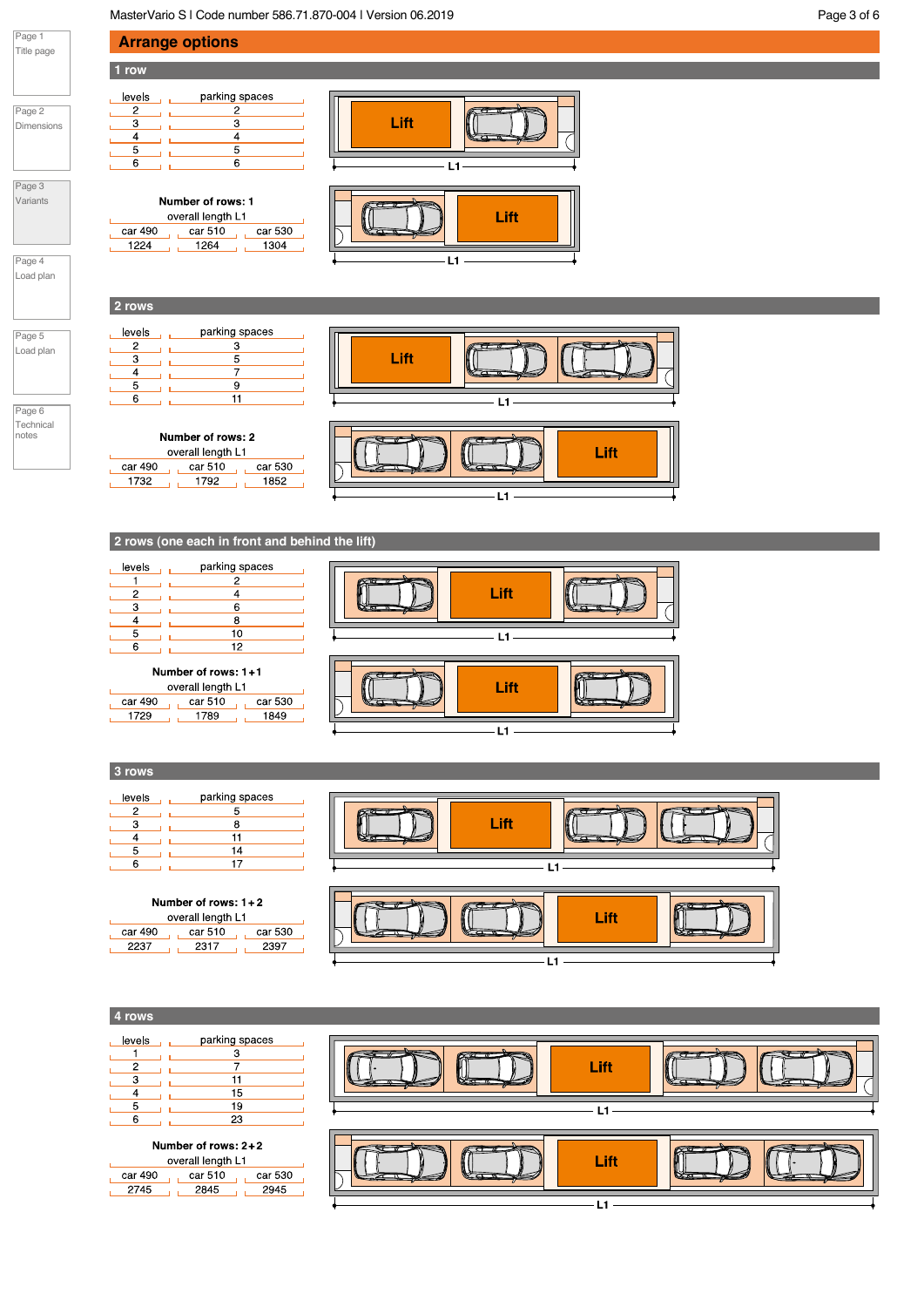## Arrange options

### 1 row

| levels | parking spaces |
|---|---|
| 2 | 2 |
| 3 | 3 |
| 4 | 4 |
| 5 | 5 |
| 6 | 6 |

**Number of rows: 1**

| overall length L1 | | |
|---|---|---|
| car 490 | car 510 | car 530 |
| 1224 | 1264 | 1304 |

Lift

L1

### 2 rows

| levels | parking spaces |
|---|---|
| 2 | 3 |
| 3 | 5 |
| 4 | 7 |
| 5 | 9 |
| 6 | 11 |

**Number of rows: 2**

| overall length L1 | | |
|---|---|---|
| car 490 | car 510 | car 530 |
| 1732 | 1792 | 1852 |

Lift

L1

### 2 rows (one each in front and behind the lift)

| levels | parking spaces |
|---|---|
| 1 | 2 |
| 2 | 4 |
| 3 | 6 |
| 4 | 8 |
| 5 | 10 |
| 6 | 12 |

**Number of rows: 1+1**

| overall length L1 | | |
|---|---|---|
| car 490 | car 510 | car 530 |
| 1729 | 1789 | 1849 |

Lift

L1

### 3 rows

| levels | parking spaces |
|---|---|
| 2 | 5 |
| 3 | 8 |
| 4 | 11 |
| 5 | 14 |
| 6 | 17 |

**Number of rows: 1+2**

| overall length L1 | | |
|---|---|---|
| car 490 | car 510 | car 530 |
| 2237 | 2317 | 2397 |

Lift

L1

### 4 rows

| levels | parking spaces |
|---|---|
| 1 | 3 |
| 2 | 7 |
| 3 | 11 |
| 4 | 15 |
| 5 | 19 |
| 6 | 23 |

**Number of rows: 2+2**

| overall length L1 | | |
|---|---|---|
| car 490 | car 510 | car 530 |
| 2745 | 2845 | 2945 |

Lift

L1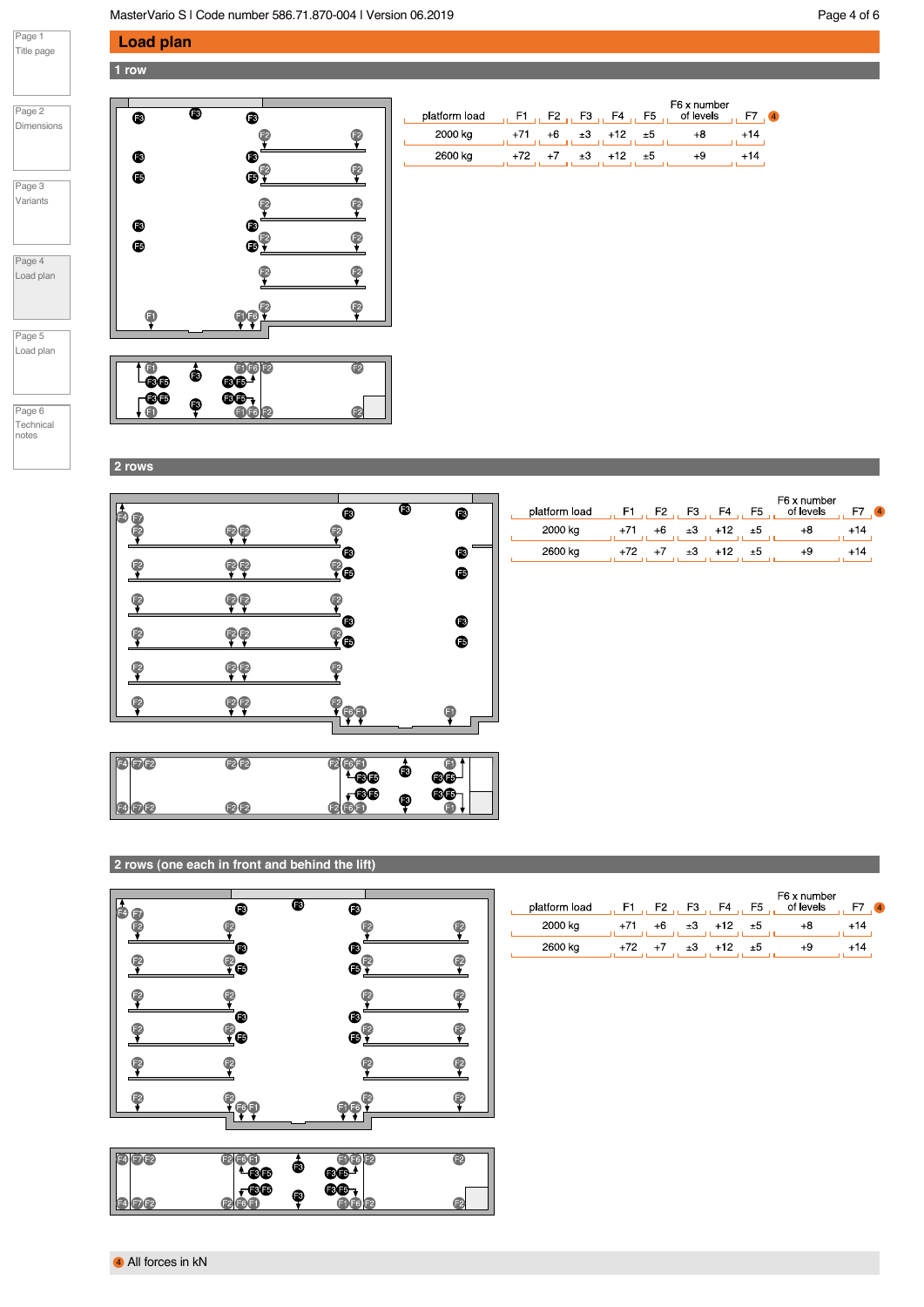# Load plan

## 1 row

| platform load | F1 | F2 | F3 | F4 | F5 | F6 x number of levels | F7 [4] |
|---|---|---|---|---|---|---|---|
| 2000 kg | +71 | +6 | ±3 | +12 | ±5 | +8 | +14 |
| 2600 kg | +72 | +7 | ±3 | +12 | ±5 | +9 | +14 |

## 2 rows

| platform load | F1 | F2 | F3 | F4 | F5 | F6 x number of levels | F7 [4] |
|---|---|---|---|---|---|---|---|
| 2000 kg | +71 | +6 | ±3 | +12 | ±5 | +8 | +14 |
| 2600 kg | +72 | +7 | ±3 | +12 | ±5 | +9 | +14 |

## 2 rows (one each in front and behind the lift)

| platform load | F1 | F2 | F3 | F4 | F5 | F6 x number of levels | F7 [4] |
|---|---|---|---|---|---|---|---|
| 2000 kg | +71 | +6 | ±3 | +12 | ±5 | +8 | +14 |
| 2600 kg | +72 | +7 | ±3 | +12 | ±5 | +9 | +14 |

[4] All forces in kN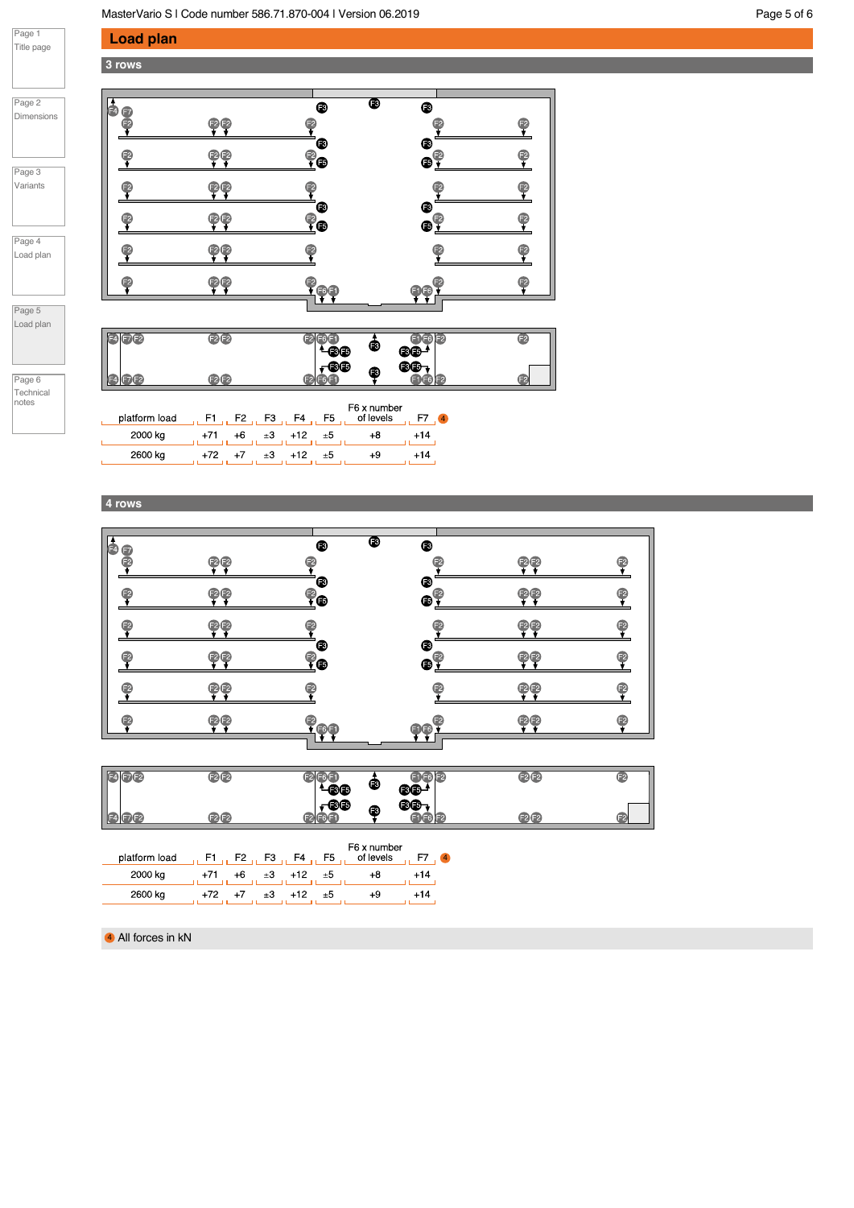# Load plan

## 3 rows

| platform load | F1 | F2 | F3 | F4 | F5 | F6 x number of levels | F7 ④ |
|---|---|---|---|---|---|---|---|
| 2000 kg | +71 | +6 | ±3 | +12 | ±5 | +8 | +14 |
| 2600 kg | +72 | +7 | ±3 | +12 | ±5 | +9 | +14 |

## 4 rows

| platform load | F1 | F2 | F3 | F4 | F5 | F6 x number of levels | F7 ④ |
|---|---|---|---|---|---|---|---|
| 2000 kg | +71 | +6 | ±3 | +12 | ±5 | +8 | +14 |
| 2600 kg | +72 | +7 | ±3 | +12 | ±5 | +9 | +14 |

④ All forces in kN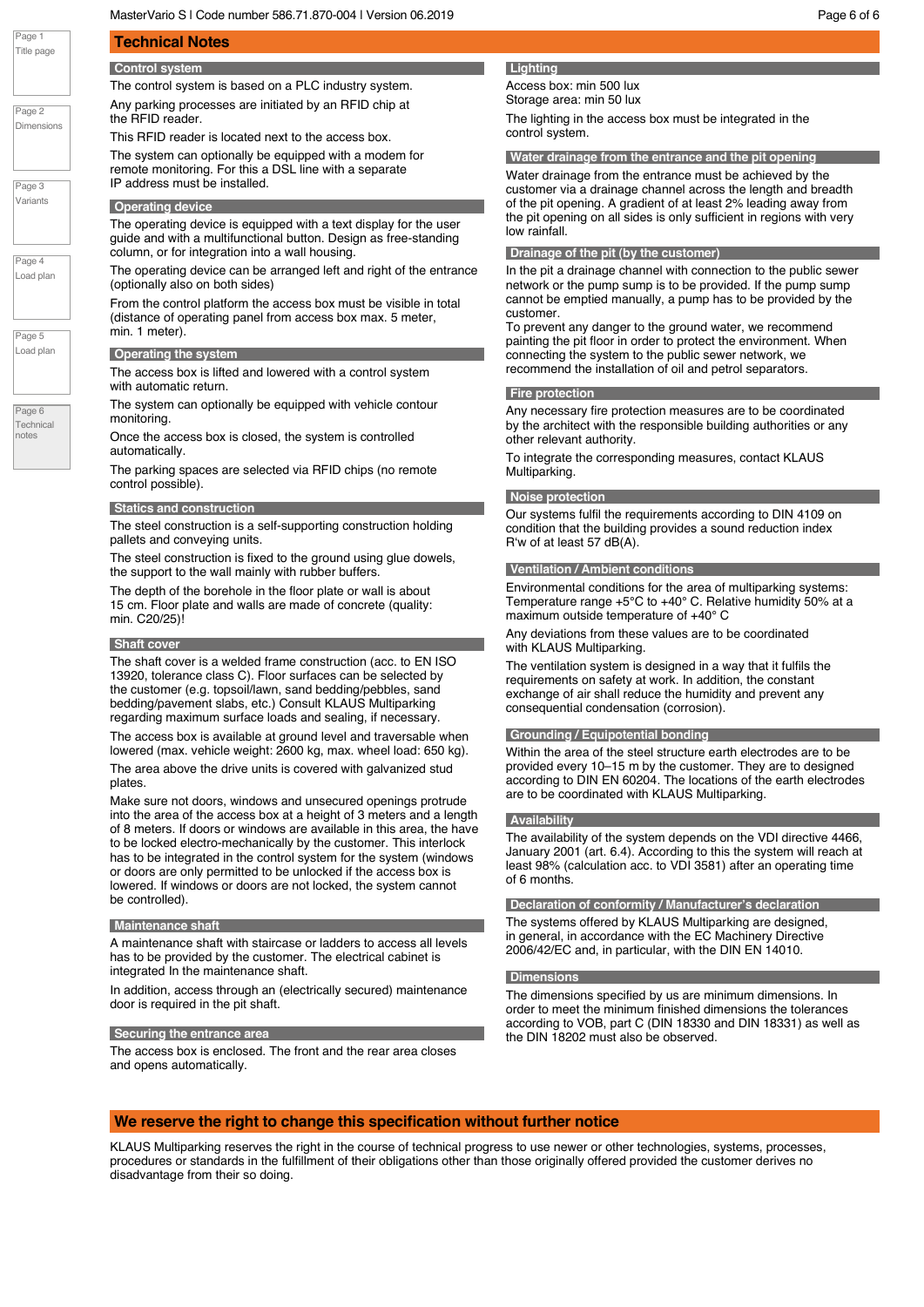# Technical Notes

## Control system

The control system is based on a PLC industry system.

Any parking processes are initiated by an RFID chip at the RFID reader.

This RFID reader is located next to the access box.

The system can optionally be equipped with a modem for remote monitoring. For this a DSL line with a separate IP address must be installed.

## Operating device

The operating device is equipped with a text display for the user guide and with a multifunctional button. Design as free-standing column, or for integration into a wall housing.

The operating device can be arranged left and right of the entrance (optionally also on both sides)

From the control platform the access box must be visible in total (distance of operating panel from access box max. 5 meter, min. 1 meter).

## Operating the system

The access box is lifted and lowered with a control system with automatic return.

The system can optionally be equipped with vehicle contour monitoring.

Once the access box is closed, the system is controlled automatically.

The parking spaces are selected via RFID chips (no remote control possible).

## Statics and construction

The steel construction is a self-supporting construction holding pallets and conveying units.

The steel construction is fixed to the ground using glue dowels, the support to the wall mainly with rubber buffers.

The depth of the borehole in the floor plate or wall is about 15 cm. Floor plate and walls are made of concrete (quality: min. C20/25)!

## Shaft cover

The shaft cover is a welded frame construction (acc. to EN ISO 13920, tolerance class C). Floor surfaces can be selected by the customer (e.g. topsoil/lawn, sand bedding/pebbles, sand bedding/pavement slabs, etc.) Consult KLAUS Multiparking regarding maximum surface loads and sealing, if necessary.

The access box is available at ground level and traversable when lowered (max. vehicle weight: 2600 kg, max. wheel load: 650 kg).

The area above the drive units is covered with galvanized stud plates.

Make sure not doors, windows and unsecured openings protrude into the area of the access box at a height of 3 meters and a length of 8 meters. If doors or windows are available in this area, the have to be locked electro-mechanically by the customer. This interlock has to be integrated in the control system for the system (windows or doors are only permitted to be unlocked if the access box is lowered. If windows or doors are not locked, the system cannot be controlled).

## Maintenance shaft

A maintenance shaft with staircase or ladders to access all levels has to be provided by the customer. The electrical cabinet is integrated In the maintenance shaft.

In addition, access through an (electrically secured) maintenance door is required in the pit shaft.

## Securing the entrance area

The access box is enclosed. The front and the rear area closes and opens automatically.

## Lighting

Access box: min 500 lux
Storage area: min 50 lux

The lighting in the access box must be integrated in the control system.

## Water drainage from the entrance and the pit opening

Water drainage from the entrance must be achieved by the customer via a drainage channel across the length and breadth of the pit opening. A gradient of at least 2% leading away from the pit opening on all sides is only sufficient in regions with very low rainfall.

## Drainage of the pit (by the customer)

In the pit a drainage channel with connection to the public sewer network or the pump sump is to be provided. If the pump sump cannot be emptied manually, a pump has to be provided by the customer.
To prevent any danger to the ground water, we recommend painting the pit floor in order to protect the environment. When connecting the system to the public sewer network, we recommend the installation of oil and petrol separators.

## Fire protection

Any necessary fire protection measures are to be coordinated by the architect with the responsible building authorities or any other relevant authority.

To integrate the corresponding measures, contact KLAUS Multiparking.

## Noise protection

Our systems fulfil the requirements according to DIN 4109 on condition that the building provides a sound reduction index R'w of at least 57 dB(A).

## Ventilation / Ambient conditions

Environmental conditions for the area of multiparking systems: Temperature range +5°C to +40° C. Relative humidity 50% at a maximum outside temperature of +40° C

Any deviations from these values are to be coordinated with KLAUS Multiparking.

The ventilation system is designed in a way that it fulfils the requirements on safety at work. In addition, the constant exchange of air shall reduce the humidity and prevent any consequential condensation (corrosion).

## Grounding / Equipotential bonding

Within the area of the steel structure earth electrodes are to be provided every 10–15 m by the customer. They are to designed according to DIN EN 60204. The locations of the earth electrodes are to be coordinated with KLAUS Multiparking.

## Availability

The availability of the system depends on the VDI directive 4466, January 2001 (art. 6.4). According to this the system will reach at least 98% (calculation acc. to VDI 3581) after an operating time of 6 months.

## Declaration of conformity / Manufacturer's declaration

The systems offered by KLAUS Multiparking are designed, in general, in accordance with the EC Machinery Directive 2006/42/EC and, in particular, with the DIN EN 14010.

## Dimensions

The dimensions specified by us are minimum dimensions. In order to meet the minimum finished dimensions the tolerances according to VOB, part C (DIN 18330 and DIN 18331) as well as the DIN 18202 must also be observed.

# We reserve the right to change this specification without further notice

KLAUS Multiparking reserves the right in the course of technical progress to use newer or other technologies, systems, processes, procedures or standards in the fulfillment of their obligations other than those originally offered provided the customer derives no disadvantage from their so doing.